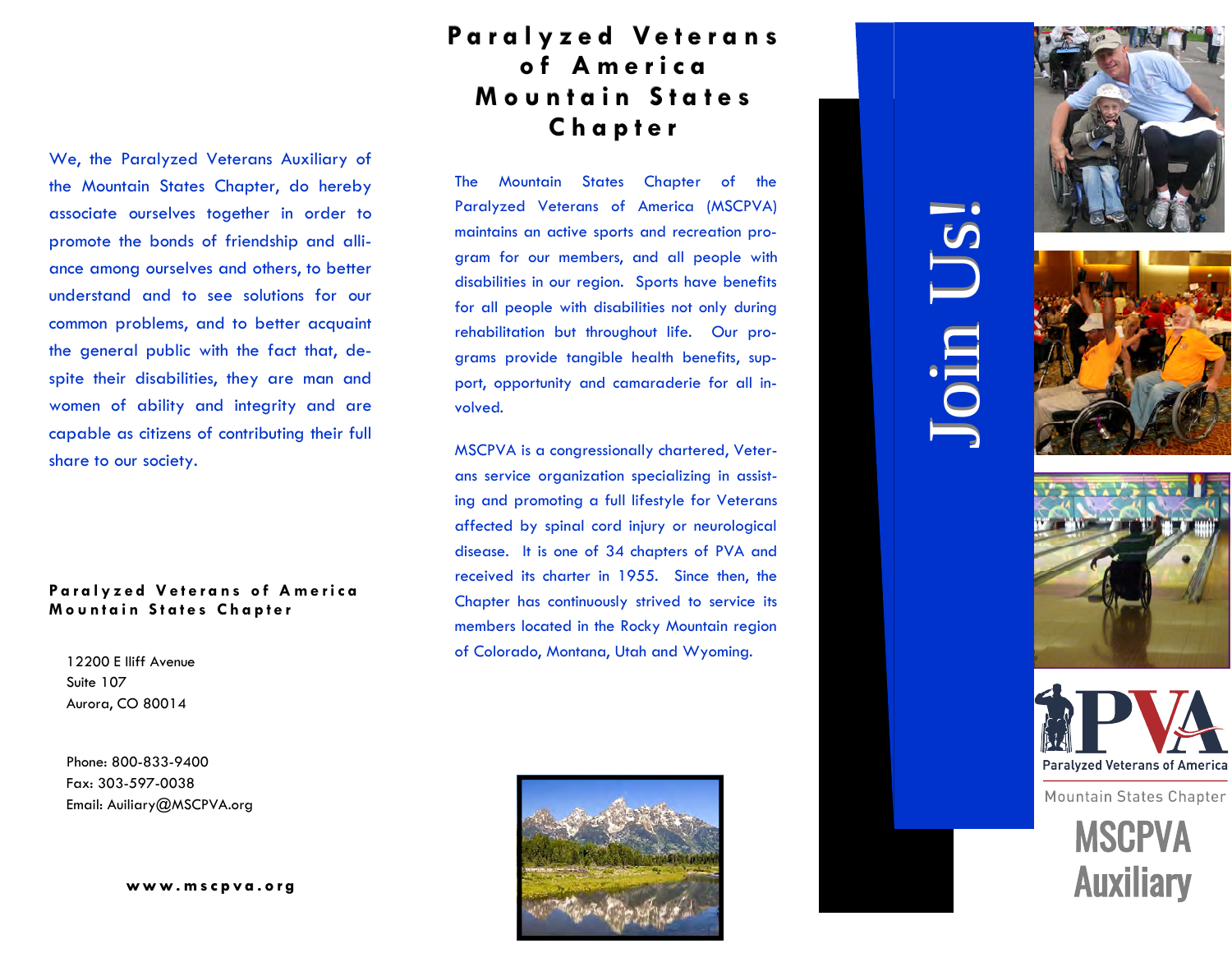We, the Paralyzed Veterans Auxiliary of the Mountain States Chapter, do hereby associate ourselves together in order to promote the bonds of friendship and alliance among ourselves and others, to better understand and to see solutions for our common problems, and to better acquaint the general public with the fact that, despite their disabilities, they are man and women of ability and integrity and are capable as citizens of contributing their full share to our society.

**Paralyzed Veterans of America Mountain States Chapter**

12200 E Iliff Avenue
Suite 107
Aurora, CO 80014

Phone: 800-833-9400
Fax: 303-597-0038
Email: Auiliary@MSCPVA.org

**www.mscpva.org**

# Paralyzed Veterans of America Mountain States Chapter

The Mountain States Chapter of the Paralyzed Veterans of America (MSCPVA) maintains an active sports and recreation program for our members, and all people with disabilities in our region. Sports have benefits for all people with disabilities not only during rehabilitation but throughout life. Our programs provide tangible health benefits, support, opportunity and camaraderie for all involved.

MSCPVA is a congressionally chartered, Veterans service organization specializing in assisting and promoting a full lifestyle for Veterans affected by spinal cord injury or neurological disease. It is one of 34 chapters of PVA and received its charter in 1955. Since then, the Chapter has continuously strived to service its members located in the Rocky Mountain region of Colorado, Montana, Utah and Wyoming.

# Join Us!

PVA
Paralyzed Veterans of America
Mountain States Chapter

**MSCPVA Auxiliary**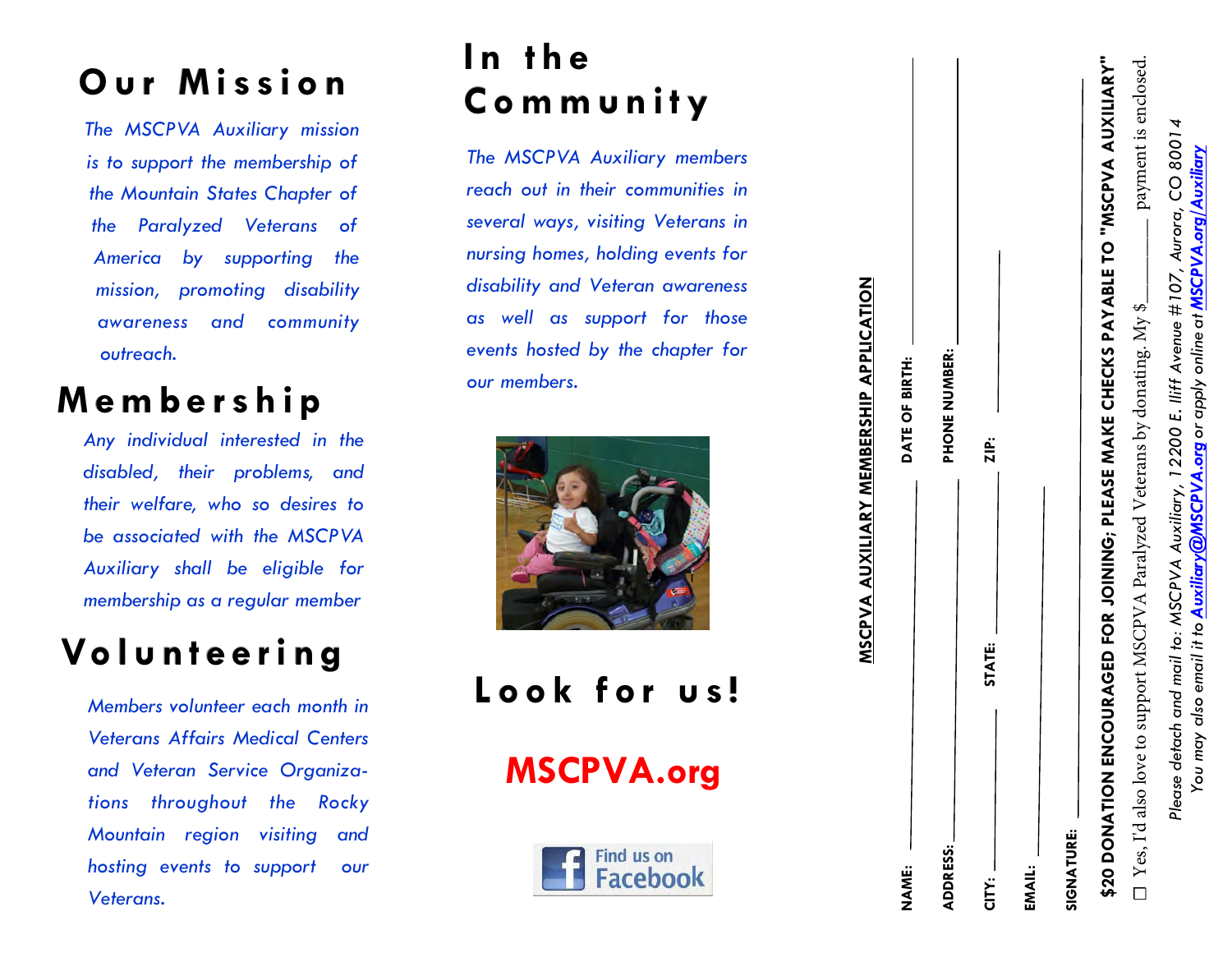# Our Mission

*The MSCPVA Auxiliary mission is to support the membership of the Mountain States Chapter of the Paralyzed Veterans of America by supporting the mission, promoting disability awareness and community outreach.*

# Membership

*Any individual interested in the disabled, their problems, and their welfare, who so desires to be associated with the MSCPVA Auxiliary shall be eligible for membership as a regular member*

# Volunteering

*Members volunteer each month in Veterans Affairs Medical Centers and Veteran Service Organizations throughout the Rocky Mountain region visiting and hosting events to support our Veterans.*

# In the Community

*The MSCPVA Auxiliary members reach out in their communities in several ways, visiting Veterans in nursing homes, holding events for disability and Veteran awareness as well as support for those events hosted by the chapter for our members.*

# Look for us!

**MSCPVA.org**

Find us on Facebook

**MSCPVA AUXILIARY MEMBERSHIP APPLICATION**

NAME: ______________________ DATE OF BIRTH: ______________________

ADDRESS: ______________________ PHONE NUMBER: ______________________

CITY: __________ STATE: __________ ZIP: __________

EMAIL: ______________________

SIGNATURE: ______________________

**$20 DONATION ENCOURAGED FOR JOINING; PLEASE MAKE CHECKS PAYABLE TO "MSCPVA AUXILIARY"**

☐ Yes, I'd also love to support MSCPVA Paralyzed Veterans by donating. My $________ payment is enclosed.

*Please detach and mail to: MSCPVA Auxiliary, 12200 E. Iliff Avenue #107, Aurora, CO 80014*

*You may also email it to* **Auxiliary@MSCPVA.org** *or apply online at* **MSCPVA.org/Auxiliary**